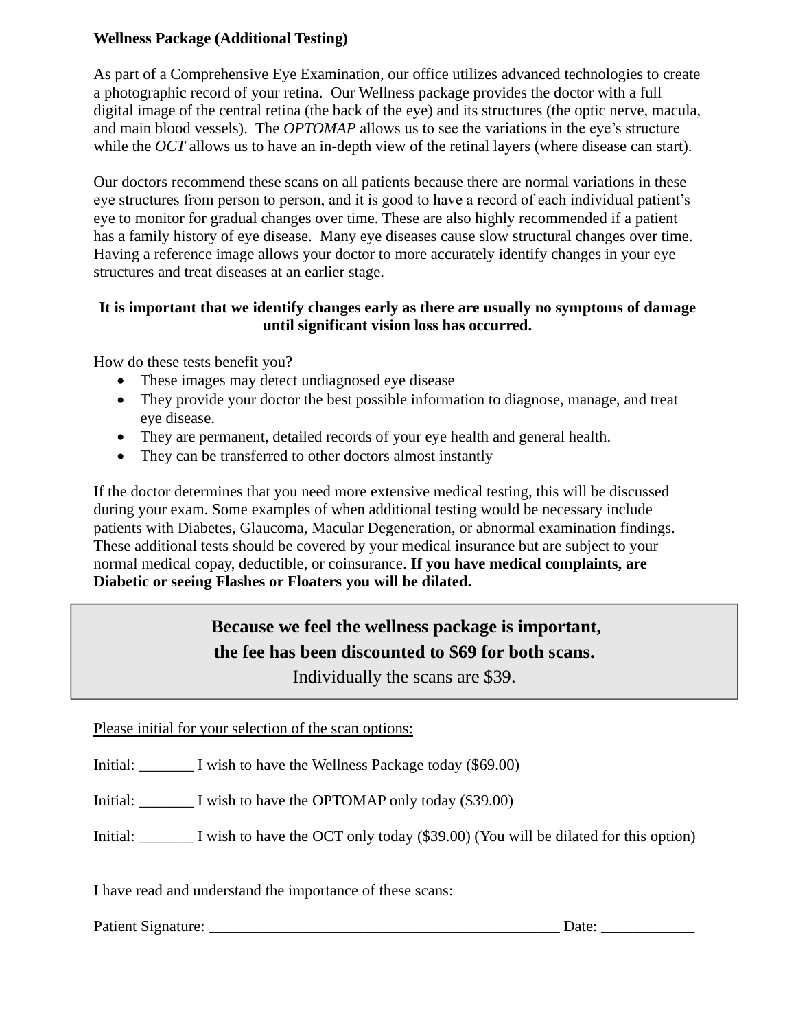**Wellness Package (Additional Testing)**

As part of a Comprehensive Eye Examination, our office utilizes advanced technologies to create a photographic record of your retina. Our Wellness package provides the doctor with a full digital image of the central retina (the back of the eye) and its structures (the optic nerve, macula, and main blood vessels). The *OPTOMAP* allows us to see the variations in the eye's structure while the *OCT* allows us to have an in-depth view of the retinal layers (where disease can start).

Our doctors recommend these scans on all patients because there are normal variations in these eye structures from person to person, and it is good to have a record of each individual patient's eye to monitor for gradual changes over time. These are also highly recommended if a patient has a family history of eye disease. Many eye diseases cause slow structural changes over time. Having a reference image allows your doctor to more accurately identify changes in your eye structures and treat diseases at an earlier stage.

**It is important that we identify changes early as there are usually no symptoms of damage until significant vision loss has occurred.**

How do these tests benefit you?

- These images may detect undiagnosed eye disease
- They provide your doctor the best possible information to diagnose, manage, and treat eye disease.
- They are permanent, detailed records of your eye health and general health.
- They can be transferred to other doctors almost instantly

If the doctor determines that you need more extensive medical testing, this will be discussed during your exam. Some examples of when additional testing would be necessary include patients with Diabetes, Glaucoma, Macular Degeneration, or abnormal examination findings. These additional tests should be covered by your medical insurance but are subject to your normal medical copay, deductible, or coinsurance. **If you have medical complaints, are Diabetic or seeing Flashes or Floaters you will be dilated.**

**Because we feel the wellness package is important,**
**the fee has been discounted to $69 for both scans.**
Individually the scans are $39.

Please initial for your selection of the scan options:

Initial: _______ I wish to have the Wellness Package today ($69.00)

Initial: _______ I wish to have the OPTOMAP only today ($39.00)

Initial: _______ I wish to have the OCT only today ($39.00) (You will be dilated for this option)

I have read and understand the importance of these scans:

Patient Signature: ______________________________________________ Date: ____________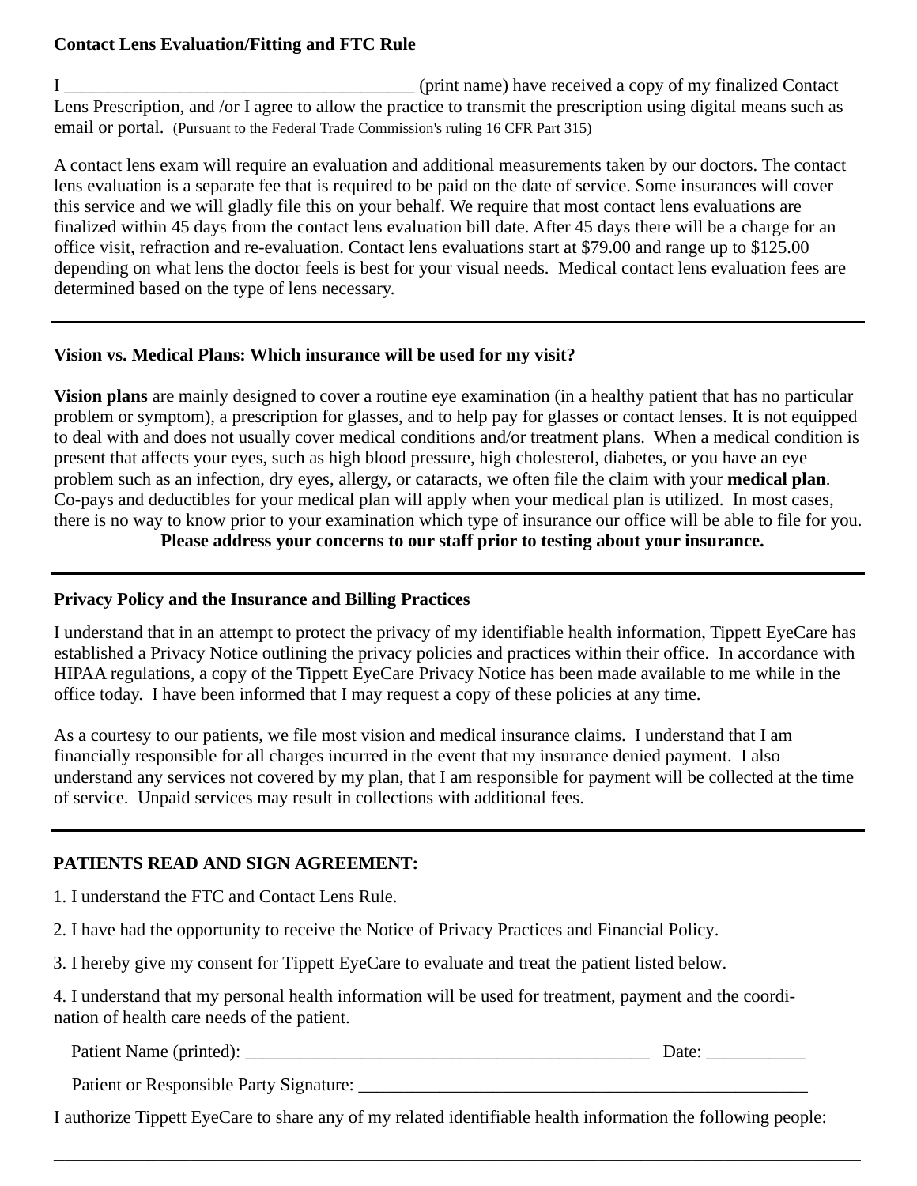**Contact Lens Evaluation/Fitting and FTC Rule**

I ________________________________________ (print name) have received a copy of my finalized Contact Lens Prescription, and /or I agree to allow the practice to transmit the prescription using digital means such as email or portal. (Pursuant to the Federal Trade Commission's ruling 16 CFR Part 315)

A contact lens exam will require an evaluation and additional measurements taken by our doctors. The contact lens evaluation is a separate fee that is required to be paid on the date of service. Some insurances will cover this service and we will gladly file this on your behalf. We require that most contact lens evaluations are finalized within 45 days from the contact lens evaluation bill date. After 45 days there will be a charge for an office visit, refraction and re-evaluation. Contact lens evaluations start at $79.00 and range up to $125.00 depending on what lens the doctor feels is best for your visual needs. Medical contact lens evaluation fees are determined based on the type of lens necessary.

---

**Vision vs. Medical Plans: Which insurance will be used for my visit?**

**Vision plans** are mainly designed to cover a routine eye examination (in a healthy patient that has no particular problem or symptom), a prescription for glasses, and to help pay for glasses or contact lenses. It is not equipped to deal with and does not usually cover medical conditions and/or treatment plans. When a medical condition is present that affects your eyes, such as high blood pressure, high cholesterol, diabetes, or you have an eye problem such as an infection, dry eyes, allergy, or cataracts, we often file the claim with your **medical plan**. Co-pays and deductibles for your medical plan will apply when your medical plan is utilized. In most cases, there is no way to know prior to your examination which type of insurance our office will be able to file for you.

**Please address your concerns to our staff prior to testing about your insurance.**

---

**Privacy Policy and the Insurance and Billing Practices**

I understand that in an attempt to protect the privacy of my identifiable health information, Tippett EyeCare has established a Privacy Notice outlining the privacy policies and practices within their office. In accordance with HIPAA regulations, a copy of the Tippett EyeCare Privacy Notice has been made available to me while in the office today. I have been informed that I may request a copy of these policies at any time.

As a courtesy to our patients, we file most vision and medical insurance claims. I understand that I am financially responsible for all charges incurred in the event that my insurance denied payment. I also understand any services not covered by my plan, that I am responsible for payment will be collected at the time of service. Unpaid services may result in collections with additional fees.

---

**PATIENTS READ AND SIGN AGREEMENT:**

1. I understand the FTC and Contact Lens Rule.
2. I have had the opportunity to receive the Notice of Privacy Practices and Financial Policy.
3. I hereby give my consent for Tippett EyeCare to evaluate and treat the patient listed below.
4. I understand that my personal health information will be used for treatment, payment and the coordination of health care needs of the patient.

Patient Name (printed): ______________________________________________ Date: ___________

Patient or Responsible Party Signature: ____________________________________________________

I authorize Tippett EyeCare to share any of my related identifiable health information the following people:

______________________________________________________________________________________